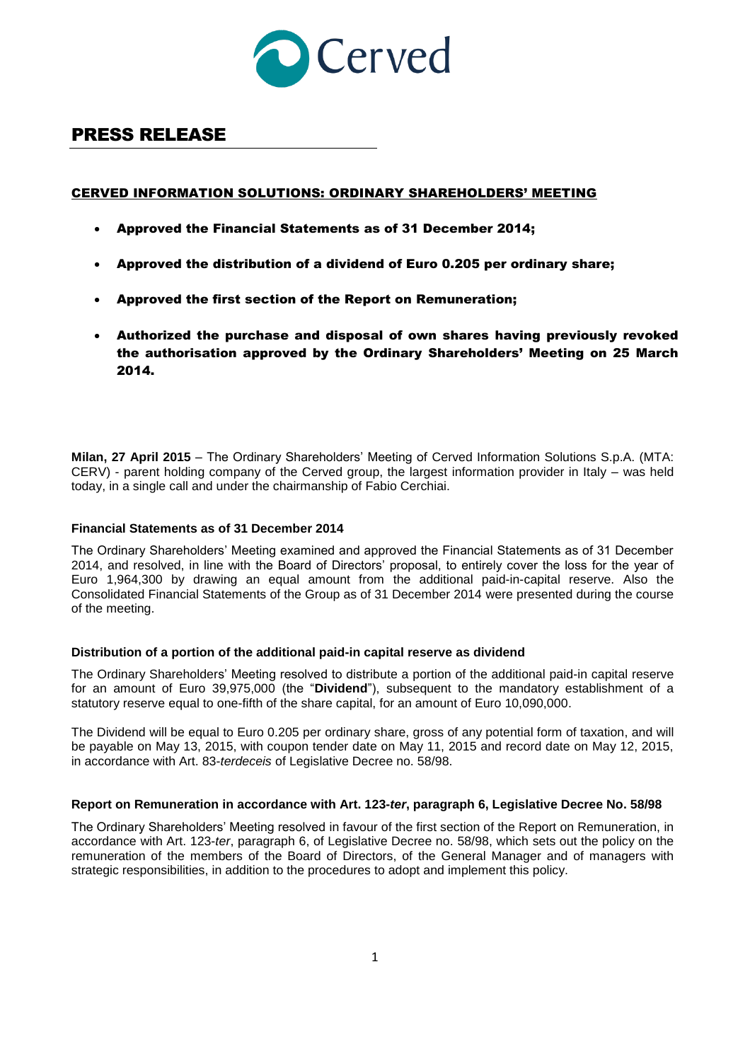Cerved

# PRESS RELEASE

## CERVED INFORMATION SOLUTIONS: ORDINARY SHAREHOLDERS' MEETING

- **Approved the Financial Statements as of 31 December 2014;**
- **Approved the distribution of a dividend of Euro 0.205 per ordinary share;**
- **Approved the first section of the Report on Remuneration;**
- **Authorized the purchase and disposal of own shares having previously revoked the authorisation approved by the Ordinary Shareholders' Meeting on 25 March 2014.**

**Milan, 27 April 2015** – The Ordinary Shareholders' Meeting of Cerved Information Solutions S.p.A. (MTA: CERV) - parent holding company of the Cerved group, the largest information provider in Italy – was held today, in a single call and under the chairmanship of Fabio Cerchiai.

### Financial Statements as of 31 December 2014

The Ordinary Shareholders' Meeting examined and approved the Financial Statements as of 31 December 2014, and resolved, in line with the Board of Directors' proposal, to entirely cover the loss for the year of Euro 1,964,300 by drawing an equal amount from the additional paid-in-capital reserve. Also the Consolidated Financial Statements of the Group as of 31 December 2014 were presented during the course of the meeting.

### Distribution of a portion of the additional paid-in capital reserve as dividend

The Ordinary Shareholders' Meeting resolved to distribute a portion of the additional paid-in capital reserve for an amount of Euro 39,975,000 (the "**Dividend**"), subsequent to the mandatory establishment of a statutory reserve equal to one-fifth of the share capital, for an amount of Euro 10,090,000.

The Dividend will be equal to Euro 0.205 per ordinary share, gross of any potential form of taxation, and will be payable on May 13, 2015, with coupon tender date on May 11, 2015 and record date on May 12, 2015, in accordance with Art. 83-*terdeceis* of Legislative Decree no. 58/98.

### Report on Remuneration in accordance with Art. 123-*ter*, paragraph 6, Legislative Decree No. 58/98

The Ordinary Shareholders' Meeting resolved in favour of the first section of the Report on Remuneration, in accordance with Art. 123-*ter*, paragraph 6, of Legislative Decree no. 58/98, which sets out the policy on the remuneration of the members of the Board of Directors, of the General Manager and of managers with strategic responsibilities, in addition to the procedures to adopt and implement this policy.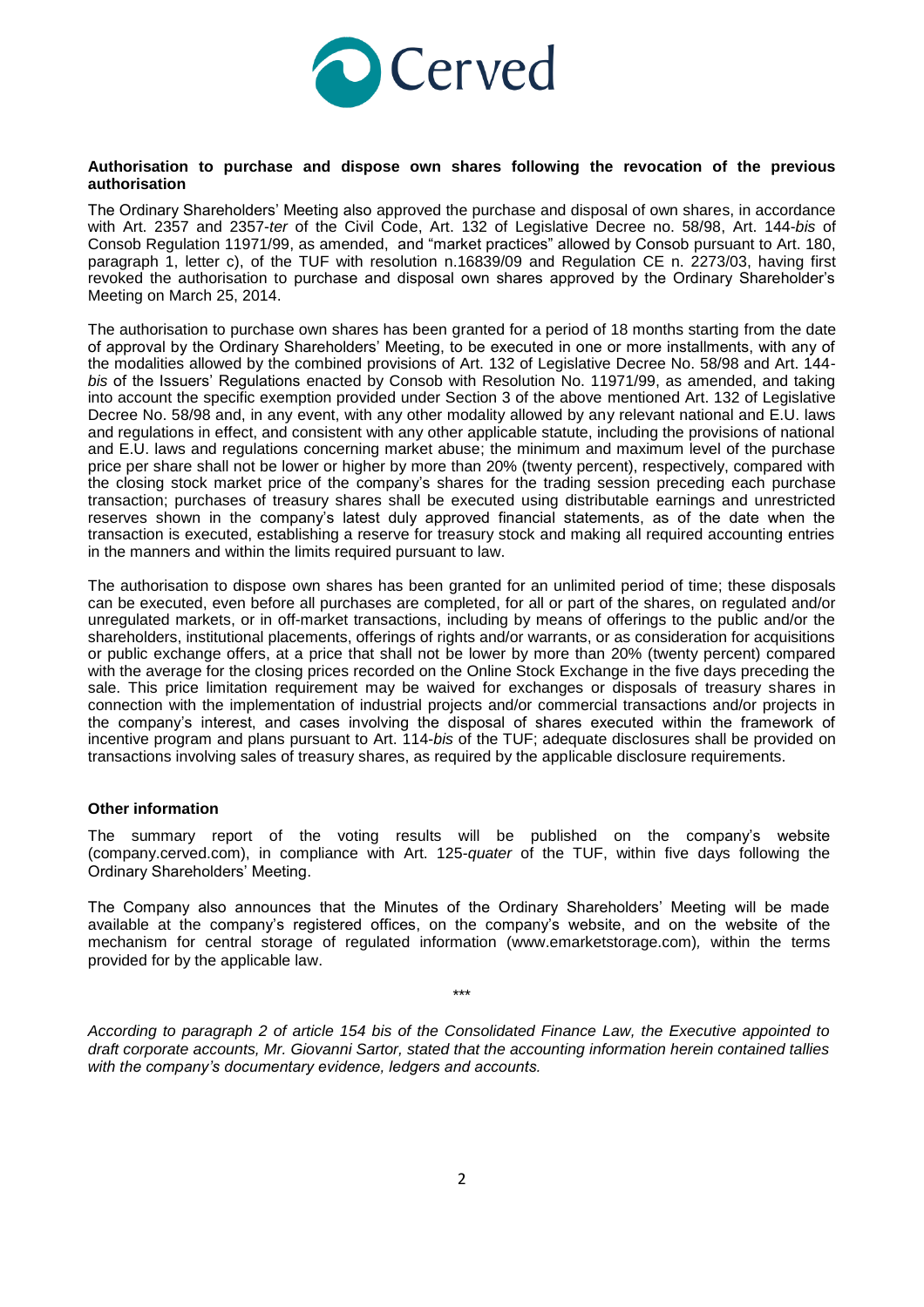**Authorisation to purchase and dispose own shares following the revocation of the previous authorisation**

The Ordinary Shareholders' Meeting also approved the purchase and disposal of own shares, in accordance with Art. 2357 and 2357-*ter* of the Civil Code, Art. 132 of Legislative Decree no. 58/98, Art. 144-*bis* of Consob Regulation 11971/99, as amended, and "market practices" allowed by Consob pursuant to Art. 180, paragraph 1, letter c), of the TUF with resolution n.16839/09 and Regulation CE n. 2273/03, having first revoked the authorisation to purchase and disposal own shares approved by the Ordinary Shareholder's Meeting on March 25, 2014.

The authorisation to purchase own shares has been granted for a period of 18 months starting from the date of approval by the Ordinary Shareholders' Meeting, to be executed in one or more installments, with any of the modalities allowed by the combined provisions of Art. 132 of Legislative Decree No. 58/98 and Art. 144-*bis* of the Issuers' Regulations enacted by Consob with Resolution No. 11971/99, as amended, and taking into account the specific exemption provided under Section 3 of the above mentioned Art. 132 of Legislative Decree No. 58/98 and, in any event, with any other modality allowed by any relevant national and E.U. laws and regulations in effect, and consistent with any other applicable statute, including the provisions of national and E.U. laws and regulations concerning market abuse; the minimum and maximum level of the purchase price per share shall not be lower or higher by more than 20% (twenty percent), respectively, compared with the closing stock market price of the company's shares for the trading session preceding each purchase transaction; purchases of treasury shares shall be executed using distributable earnings and unrestricted reserves shown in the company's latest duly approved financial statements, as of the date when the transaction is executed, establishing a reserve for treasury stock and making all required accounting entries in the manners and within the limits required pursuant to law.

The authorisation to dispose own shares has been granted for an unlimited period of time; these disposals can be executed, even before all purchases are completed, for all or part of the shares, on regulated and/or unregulated markets, or in off-market transactions, including by means of offerings to the public and/or the shareholders, institutional placements, offerings of rights and/or warrants, or as consideration for acquisitions or public exchange offers, at a price that shall not be lower by more than 20% (twenty percent) compared with the average for the closing prices recorded on the Online Stock Exchange in the five days preceding the sale. This price limitation requirement may be waived for exchanges or disposals of treasury shares in connection with the implementation of industrial projects and/or commercial transactions and/or projects in the company's interest, and cases involving the disposal of shares executed within the framework of incentive program and plans pursuant to Art. 114-*bis* of the TUF; adequate disclosures shall be provided on transactions involving sales of treasury shares, as required by the applicable disclosure requirements.

**Other information**

The summary report of the voting results will be published on the company's website (company.cerved.com), in compliance with Art. 125-*quater* of the TUF, within five days following the Ordinary Shareholders' Meeting.

The Company also announces that the Minutes of the Ordinary Shareholders' Meeting will be made available at the company's registered offices, on the company's website, and on the website of the mechanism for central storage of regulated information (www.emarketstorage.com), within the terms provided for by the applicable law.

\*\*\*

*According to paragraph 2 of article 154 bis of the Consolidated Finance Law, the Executive appointed to draft corporate accounts, Mr. Giovanni Sartor, stated that the accounting information herein contained tallies with the company's documentary evidence, ledgers and accounts.*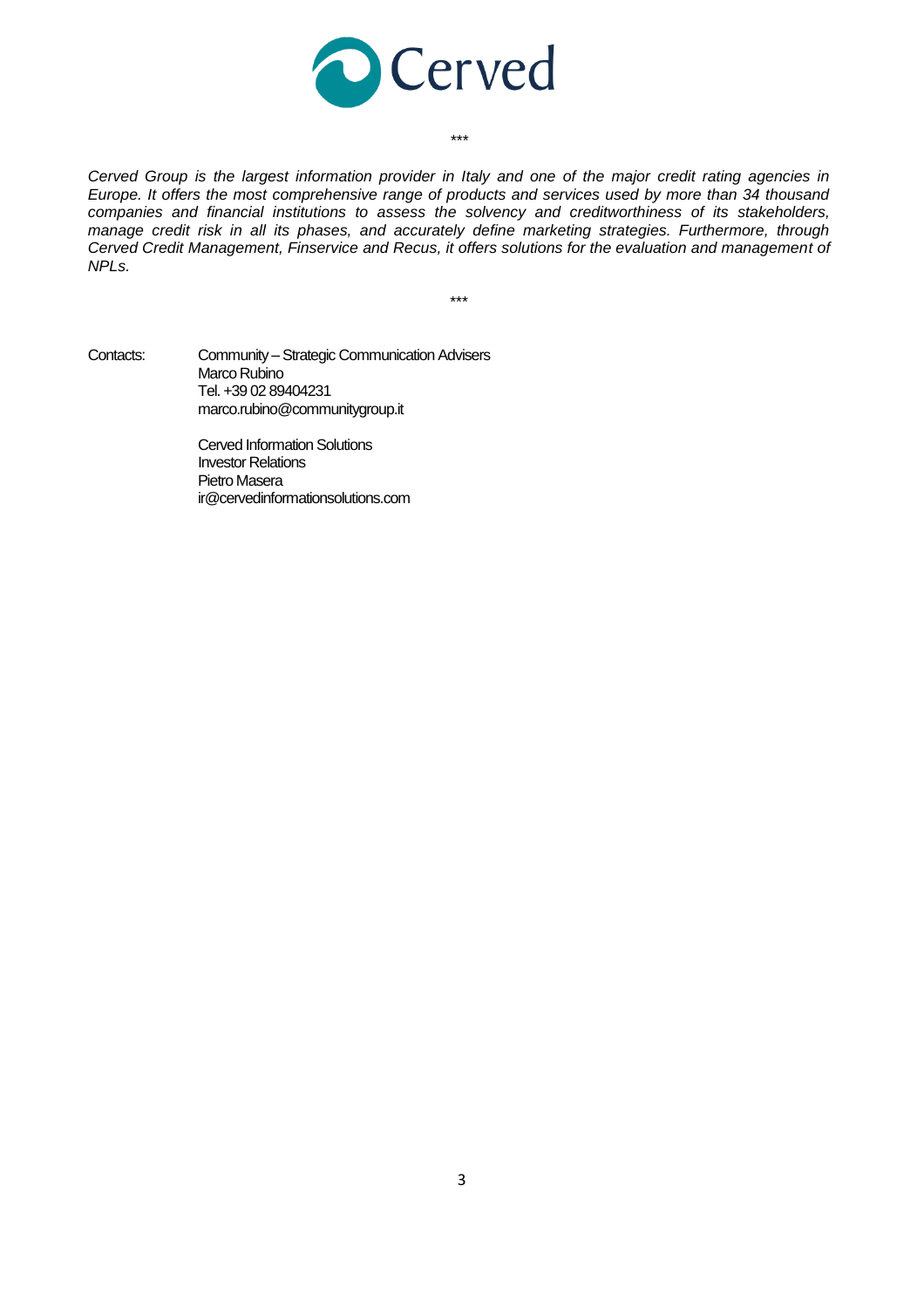\*\*\*

*Cerved Group is the largest information provider in Italy and one of the major credit rating agencies in Europe. It offers the most comprehensive range of products and services used by more than 34 thousand companies and financial institutions to assess the solvency and creditworthiness of its stakeholders, manage credit risk in all its phases, and accurately define marketing strategies. Furthermore, through Cerved Credit Management, Finservice and Recus, it offers solutions for the evaluation and management of NPLs.*

\*\*\*

Contacts:

Community – Strategic Communication Advisers
Marco Rubino
Tel. +39 02 89404231
marco.rubino@communitygroup.it

Cerved Information Solutions
Investor Relations
Pietro Masera
ir@cervedinformationsolutions.com